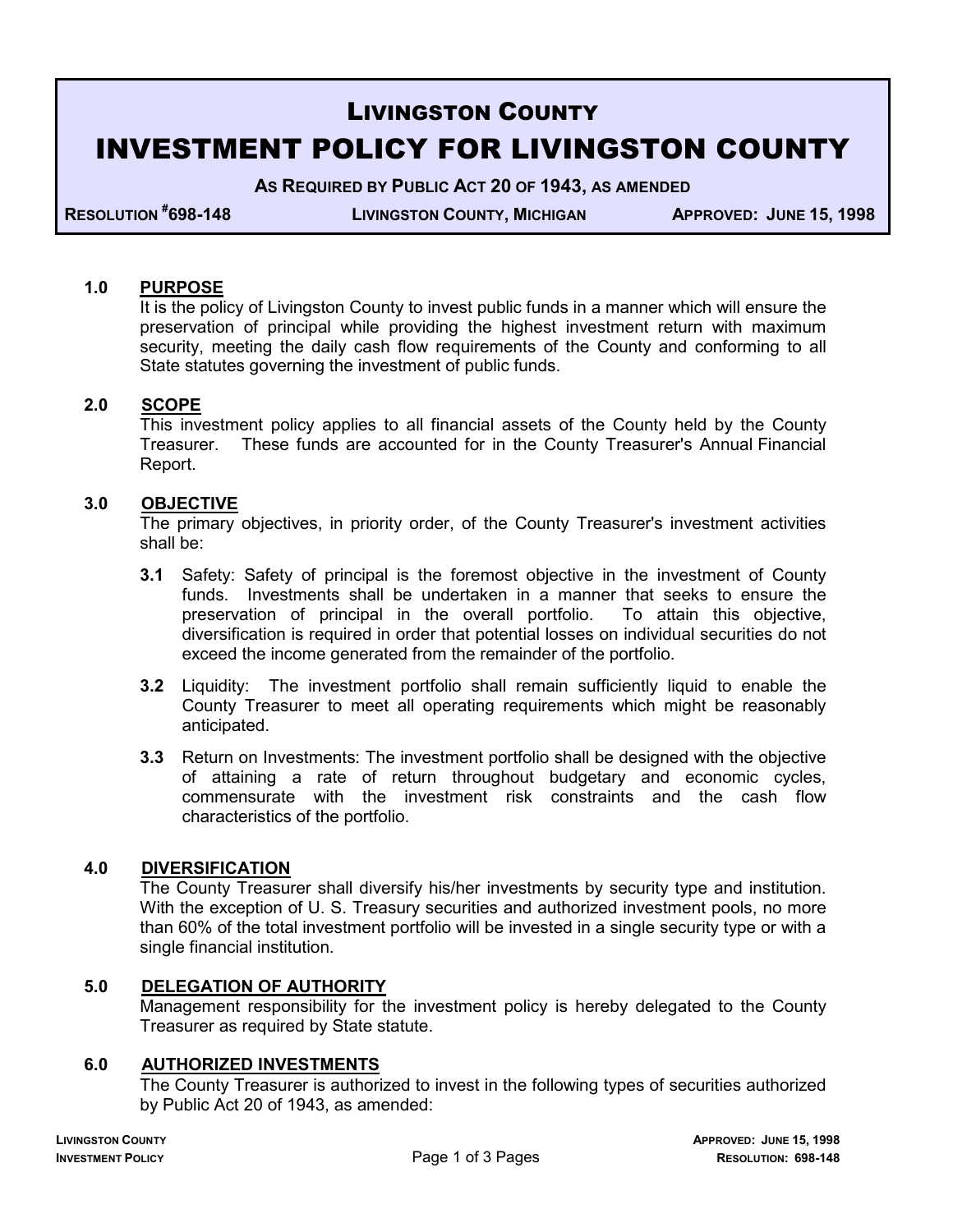# LIVINGSTON COUNTY

# INVESTMENT POLICY FOR LIVINGSTON COUNTY

**AS REQUIRED BY PUBLIC ACT 20 OF 1943, AS AMENDED**

**RESOLUTION #698-148** | **LIVINGSTON COUNTY, MICHIGAN** | **APPROVED: JUNE 15, 1998**

## 1.0 PURPOSE

It is the policy of Livingston County to invest public funds in a manner which will ensure the preservation of principal while providing the highest investment return with maximum security, meeting the daily cash flow requirements of the County and conforming to all State statutes governing the investment of public funds.

## 2.0 SCOPE

This investment policy applies to all financial assets of the County held by the County Treasurer. These funds are accounted for in the County Treasurer's Annual Financial Report.

## 3.0 OBJECTIVE

The primary objectives, in priority order, of the County Treasurer's investment activities shall be:

**3.1** Safety: Safety of principal is the foremost objective in the investment of County funds. Investments shall be undertaken in a manner that seeks to ensure the preservation of principal in the overall portfolio. To attain this objective, diversification is required in order that potential losses on individual securities do not exceed the income generated from the remainder of the portfolio.

**3.2** Liquidity: The investment portfolio shall remain sufficiently liquid to enable the County Treasurer to meet all operating requirements which might be reasonably anticipated.

**3.3** Return on Investments: The investment portfolio shall be designed with the objective of attaining a rate of return throughout budgetary and economic cycles, commensurate with the investment risk constraints and the cash flow characteristics of the portfolio.

## 4.0 DIVERSIFICATION

The County Treasurer shall diversify his/her investments by security type and institution. With the exception of U. S. Treasury securities and authorized investment pools, no more than 60% of the total investment portfolio will be invested in a single security type or with a single financial institution.

## 5.0 DELEGATION OF AUTHORITY

Management responsibility for the investment policy is hereby delegated to the County Treasurer as required by State statute.

## 6.0 AUTHORIZED INVESTMENTS

The County Treasurer is authorized to invest in the following types of securities authorized by Public Act 20 of 1943, as amended: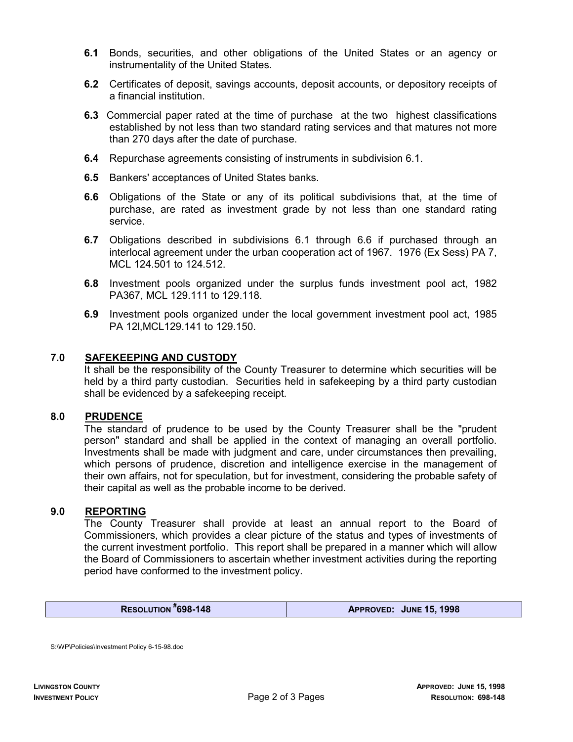**6.1** Bonds, securities, and other obligations of the United States or an agency or instrumentality of the United States.

**6.2** Certificates of deposit, savings accounts, deposit accounts, or depository receipts of a financial institution.

**6.3** Commercial paper rated at the time of purchase at the two highest classifications established by not less than two standard rating services and that matures not more than 270 days after the date of purchase.

**6.4** Repurchase agreements consisting of instruments in subdivision 6.1.

**6.5** Bankers' acceptances of United States banks.

**6.6** Obligations of the State or any of its political subdivisions that, at the time of purchase, are rated as investment grade by not less than one standard rating service.

**6.7** Obligations described in subdivisions 6.1 through 6.6 if purchased through an interlocal agreement under the urban cooperation act of 1967. 1976 (Ex Sess) PA 7, MCL 124.501 to 124.512.

**6.8** Investment pools organized under the surplus funds investment pool act, 1982 PA367, MCL 129.111 to 129.118.

**6.9** Investment pools organized under the local government investment pool act, 1985 PA 12l,MCL129.141 to 129.150.

## 7.0 SAFEKEEPING AND CUSTODY

It shall be the responsibility of the County Treasurer to determine which securities will be held by a third party custodian. Securities held in safekeeping by a third party custodian shall be evidenced by a safekeeping receipt.

## 8.0 PRUDENCE

The standard of prudence to be used by the County Treasurer shall be the "prudent person" standard and shall be applied in the context of managing an overall portfolio. Investments shall be made with judgment and care, under circumstances then prevailing, which persons of prudence, discretion and intelligence exercise in the management of their own affairs, not for speculation, but for investment, considering the probable safety of their capital as well as the probable income to be derived.

## 9.0 REPORTING

The County Treasurer shall provide at least an annual report to the Board of Commissioners, which provides a clear picture of the status and types of investments of the current investment portfolio. This report shall be prepared in a manner which will allow the Board of Commissioners to ascertain whether investment activities during the reporting period have conformed to the investment policy.

| RESOLUTION #698-148 | APPROVED: JUNE 15, 1998 |
|---|---|

S:\WP\Policies\Investment Policy 6-15-98.doc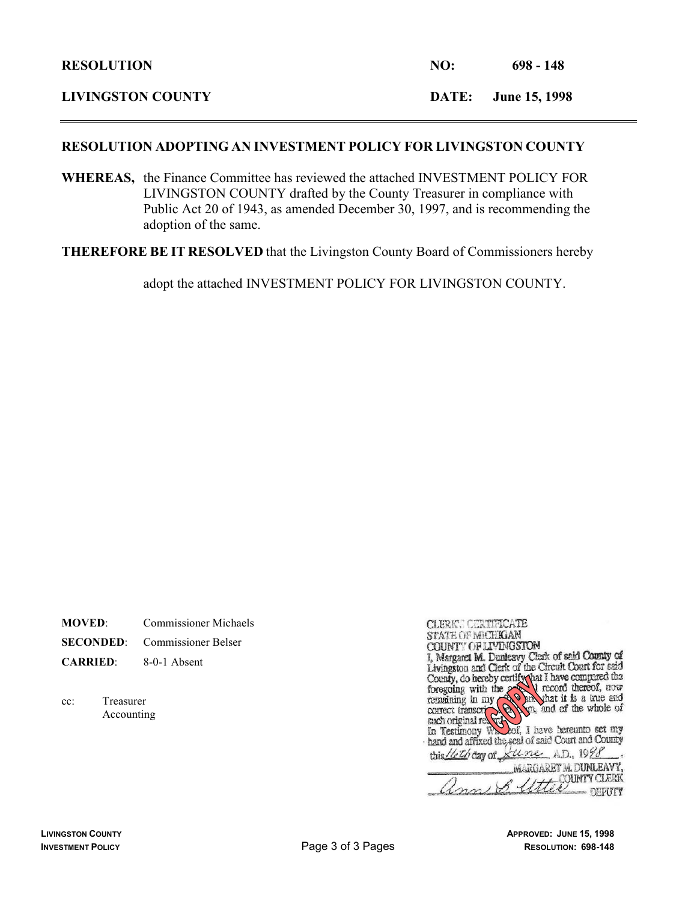**RESOLUTION** **NO: 698 - 148**

**LIVINGSTON COUNTY** **DATE: June 15, 1998**

---

**RESOLUTION ADOPTING AN INVESTMENT POLICY FOR LIVINGSTON COUNTY**

**WHEREAS,** the Finance Committee has reviewed the attached INVESTMENT POLICY FOR LIVINGSTON COUNTY drafted by the County Treasurer in compliance with Public Act 20 of 1943, as amended December 30, 1997, and is recommending the adoption of the same.

**THEREFORE BE IT RESOLVED** that the Livingston County Board of Commissioners hereby adopt the attached INVESTMENT POLICY FOR LIVINGSTON COUNTY.

**MOVED**: Commissioner Michaels
**SECONDED**: Commissioner Belser
**CARRIED**: 8-0-1 Absent

cc: Treasurer
Accounting

CLERK'S CERTIFICATE
STATE OF MICHIGAN
COUNTY OF LIVINGSTON
I, Margaret M. Dunleavy Clerk of said County of Livingston and Clerk of the Circuit Court for said County, do hereby certify that I have compared the foregoing with the original record thereof, now remaining in my office and that it is a true and correct transcript therefrom, and of the whole of such original record.
In Testimony Whereof, I have hereunto set my hand and affixed the seal of said Court and County this 16th day of June A.D., 1998.
MARGARET M. DUNLEAVY, COUNTY CLERK
Ann B. Utter DEPUTY

COPY

LIVINGSTON COUNTY
INVESTMENT POLICY

APPROVED: JUNE 15, 1998
RESOLUTION: 698-148